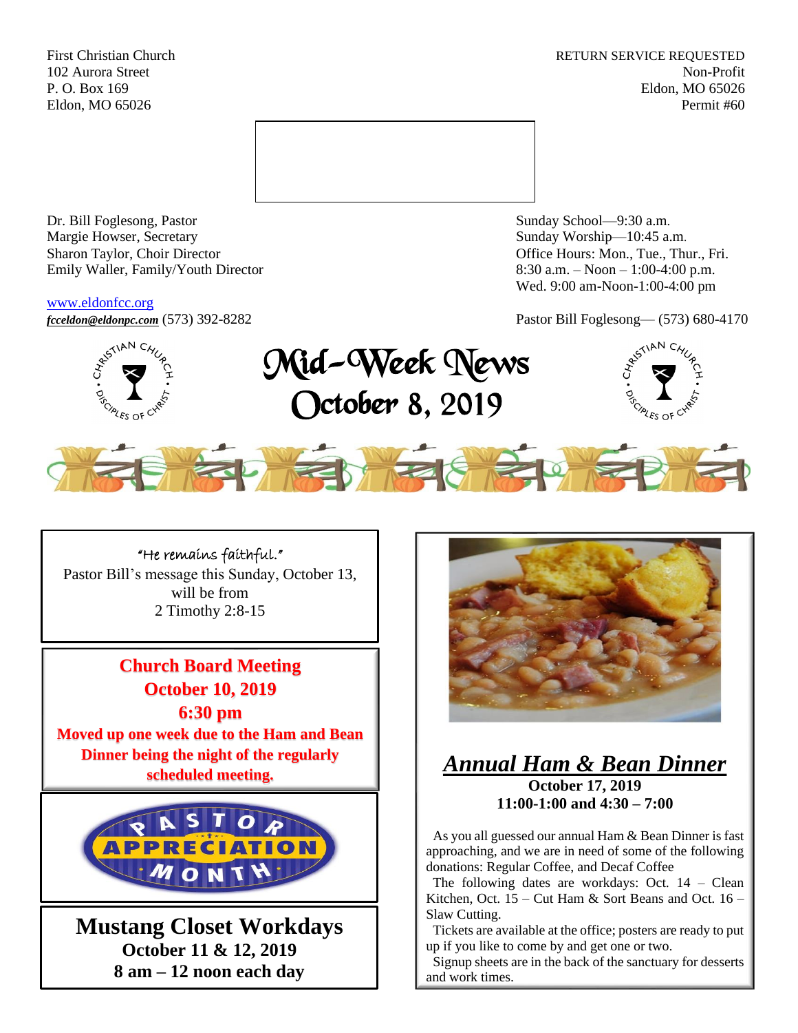First Christian Church
102 Aurora Street
P. O. Box 169
Eldon, MO 65026

RETURN SERVICE REQUESTED
Non-Profit
Eldon, MO 65026
Permit #60

Dr. Bill Foglesong, Pastor
Margie Howser, Secretary
Sharon Taylor, Choir Director
Emily Waller, Family/Youth Director

www.eldonfcc.org
***fcceldon@eldonpc.com*** (573) 392-8282

Sunday School—9:30 a.m.
Sunday Worship—10:45 a.m.
Office Hours: Mon., Tue., Thur., Fri.
8:30 a.m. – Noon – 1:00-4:00 p.m.
Wed. 9:00 am-Noon-1:00-4:00 pm

Pastor Bill Foglesong— (573) 680-4170

# Mid-Week News
## October 8, 2019

"He remains faithful."
Pastor Bill's message this Sunday, October 13, will be from
2 Timothy 2:8-15

**Church Board Meeting**
**October 10, 2019**
**6:30 pm**
**Moved up one week due to the Ham and Bean Dinner being the night of the regularly scheduled meeting.**

PASTOR APPRECIATION MONTH

## Mustang Closet Workdays
**October 11 & 12, 2019**
**8 am – 12 noon each day**

## ***Annual Ham & Bean Dinner***
**October 17, 2019**
**11:00-1:00 and 4:30 – 7:00**

As you all guessed our annual Ham & Bean Dinner is fast approaching, and we are in need of some of the following donations: Regular Coffee, and Decaf Coffee

The following dates are workdays: Oct. 14 – Clean Kitchen, Oct. 15 – Cut Ham & Sort Beans and Oct. 16 – Slaw Cutting.

Tickets are available at the office; posters are ready to put up if you like to come by and get one or two.

Signup sheets are in the back of the sanctuary for desserts and work times.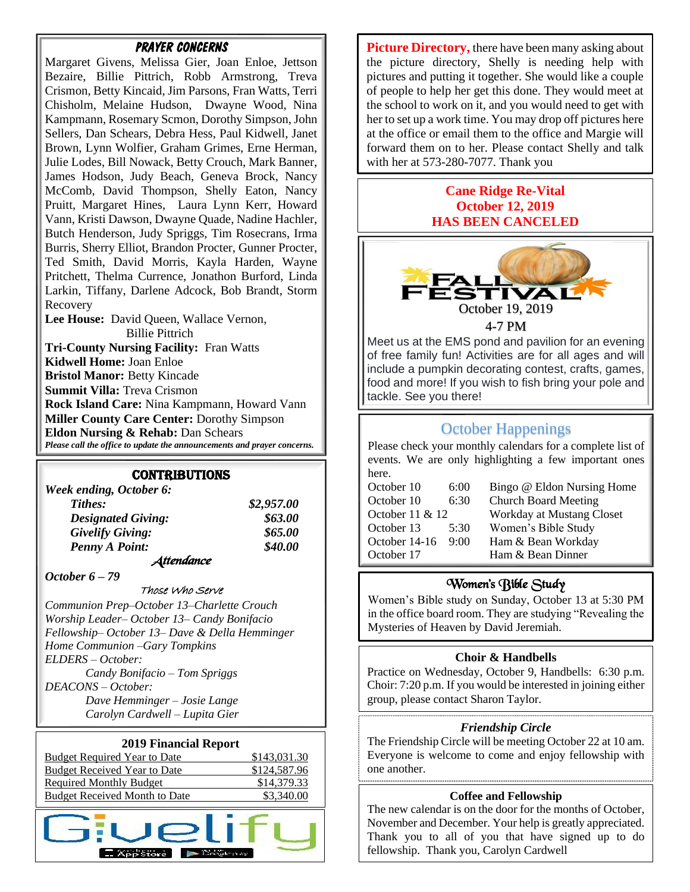## PRAYER CONCERNS

Margaret Givens, Melissa Gier, Joan Enloe, Jettson Bezaire, Billie Pittrich, Robb Armstrong, Treva Crismon, Betty Kincaid, Jim Parsons, Fran Watts, Terri Chisholm, Melaine Hudson, Dwayne Wood, Nina Kampmann, Rosemary Scmon, Dorothy Simpson, John Sellers, Dan Schears, Debra Hess, Paul Kidwell, Janet Brown, Lynn Wolfier, Graham Grimes, Erne Herman, Julie Lodes, Bill Nowack, Betty Crouch, Mark Banner, James Hodson, Judy Beach, Geneva Brock, Nancy McComb, David Thompson, Shelly Eaton, Nancy Pruitt, Margaret Hines, Laura Lynn Kerr, Howard Vann, Kristi Dawson, Dwayne Quade, Nadine Hachler, Butch Henderson, Judy Spriggs, Tim Rosecrans, Irma Burris, Sherry Elliot, Brandon Procter, Gunner Procter, Ted Smith, David Morris, Kayla Harden, Wayne Pritchett, Thelma Currence, Jonathon Burford, Linda Larkin, Tiffany, Darlene Adcock, Bob Brandt, Storm Recovery

**Lee House:** David Queen, Wallace Vernon, Billie Pittrich
**Tri-County Nursing Facility:** Fran Watts
**Kidwell Home:** Joan Enloe
**Bristol Manor:** Betty Kincade
**Summit Villa:** Treva Crismon
**Rock Island Care:** Nina Kampmann, Howard Vann
**Miller County Care Center:** Dorothy Simpson
**Eldon Nursing & Rehab:** Dan Schears

***Please call the office to update the announcements and prayer concerns.***

## CONTRIBUTIONS

*Week ending, October 6:*

| | |
|---|---|
| ***Tithes:*** | ***$2,957.00*** |
| ***Designated Giving:*** | ***$63.00*** |
| ***Givelify Giving:*** | ***$65.00*** |
| ***Penny A Point:*** | ***$40.00*** |

*Attendance*

*October 6 – 79*

*Those Who Serve*

*Communion Prep–October 13–Charlette Crouch*
*Worship Leader– October 13– Candy Bonifacio*
*Fellowship– October 13– Dave & Della Hemminger*
*Home Communion –Gary Tompkins*
*ELDERS – October:*
*Candy Bonifacio – Tom Spriggs*
*DEACONS – October:*
*Dave Hemminger – Josie Lange*
*Carolyn Cardwell – Lupita Gier*

### 2019 Financial Report

| | |
|---|---|
| Budget Required Year to Date | $143,031.30 |
| Budget Received Year to Date | $124,587.96 |
| Required Monthly Budget | $14,379.33 |
| Budget Received Month to Date | $3,340.00 |

Givelify

**Picture Directory,** there have been many asking about the picture directory, Shelly is needing help with pictures and putting it together. She would like a couple of people to help her get this done. They would meet at the school to work on it, and you would need to get with her to set up a work time. You may drop off pictures here at the office or email them to the office and Margie will forward them on to her. Please contact Shelly and talk with her at 573-280-7077. Thank you

**Cane Ridge Re-Vital**
**October 12, 2019**
**HAS BEEN CANCELED**

## FALL FESTIVAL

October 19, 2019
4-7 PM

Meet us at the EMS pond and pavilion for an evening of free family fun! Activities are for all ages and will include a pumpkin decorating contest, crafts, games, food and more! If you wish to fish bring your pole and tackle. See you there!

## October Happenings

Please check your monthly calendars for a complete list of events. We are only highlighting a few important ones here.

| | | |
|---|---|---|
| October 10 | 6:00 | Bingo @ Eldon Nursing Home |
| October 10 | 6:30 | Church Board Meeting |
| October 11 & 12 | | Workday at Mustang Closet |
| October 13 | 5:30 | Women's Bible Study |
| October 14-16 | 9:00 | Ham & Bean Workday |
| October 17 | | Ham & Bean Dinner |

### Women's Bible Study

Women's Bible study on Sunday, October 13 at 5:30 PM in the office board room. They are studying "Revealing the Mysteries of Heaven by David Jeremiah.

### Choir & Handbells

Practice on Wednesday, October 9, Handbells: 6:30 p.m. Choir: 7:20 p.m. If you would be interested in joining either group, please contact Sharon Taylor.

### *Friendship Circle*

The Friendship Circle will be meeting October 22 at 10 am. Everyone is welcome to come and enjoy fellowship with one another.

### Coffee and Fellowship

The new calendar is on the door for the months of October, November and December. Your help is greatly appreciated. Thank you to all of you that have signed up to do fellowship. Thank you, Carolyn Cardwell